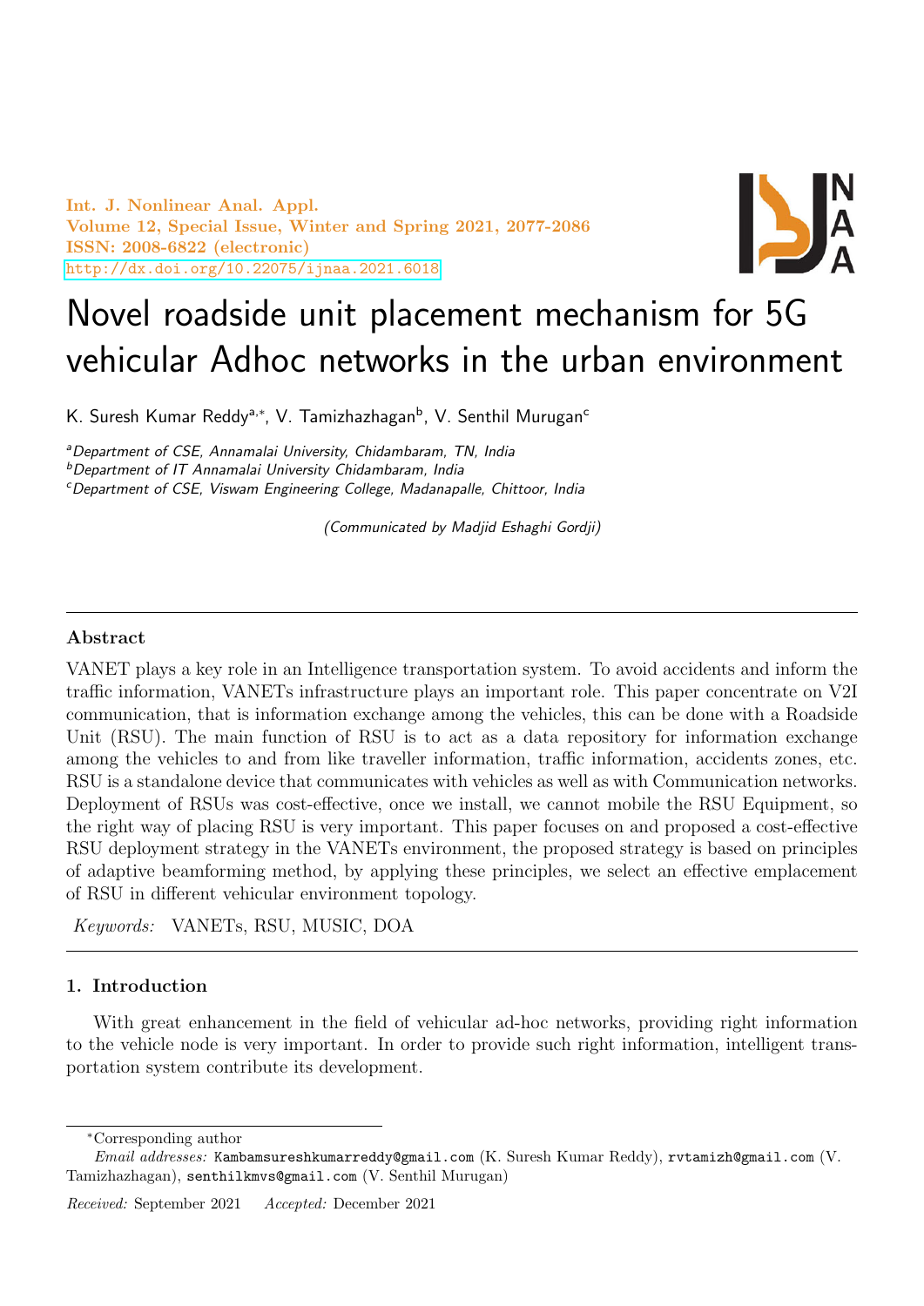# Novel roadside unit placement mechanism for 5G vehicular Adhoc networks in the urban environment

K. Suresh Kumar Reddy[a,*], V. Tamizhazhagan[b], V. Senthil Murugan[c]

[a]*Department of CSE, Annamalai University, Chidambaram, TN, India*
[b]*Department of IT Annamalai University Chidambaram, India*
[c]*Department of CSE, Viswam Engineering College, Madanapalle, Chittoor, India*

*(Communicated by Madjid Eshaghi Gordji)*

## Abstract

VANET plays a key role in an Intelligence transportation system. To avoid accidents and inform the traffic information, VANETs infrastructure plays an important role. This paper concentrate on V2I communication, that is information exchange among the vehicles, this can be done with a Roadside Unit (RSU). The main function of RSU is to act as a data repository for information exchange among the vehicles to and from like traveller information, traffic information, accidents zones, etc. RSU is a standalone device that communicates with vehicles as well as with Communication networks. Deployment of RSUs was cost-effective, once we install, we cannot mobile the RSU Equipment, so the right way of placing RSU is very important. This paper focuses on and proposed a cost-effective RSU deployment strategy in the VANETs environment, the proposed strategy is based on principles of adaptive beamforming method, by applying these principles, we select an effective emplacement of RSU in different vehicular environment topology.

*Keywords:* VANETs, RSU, MUSIC, DOA

## 1. Introduction

With great enhancement in the field of vehicular ad-hoc networks, providing right information to the vehicle node is very important. In order to provide such right information, intelligent transportation system contribute its development.

---

*Corresponding author

*Email addresses:* Kambamsureshkumarreddy@gmail.com (K. Suresh Kumar Reddy), rvtamizh@gmail.com (V. Tamizhazhagan), senthilkmvs@gmail.com (V. Senthil Murugan)

*Received:* September 2021 *Accepted:* December 2021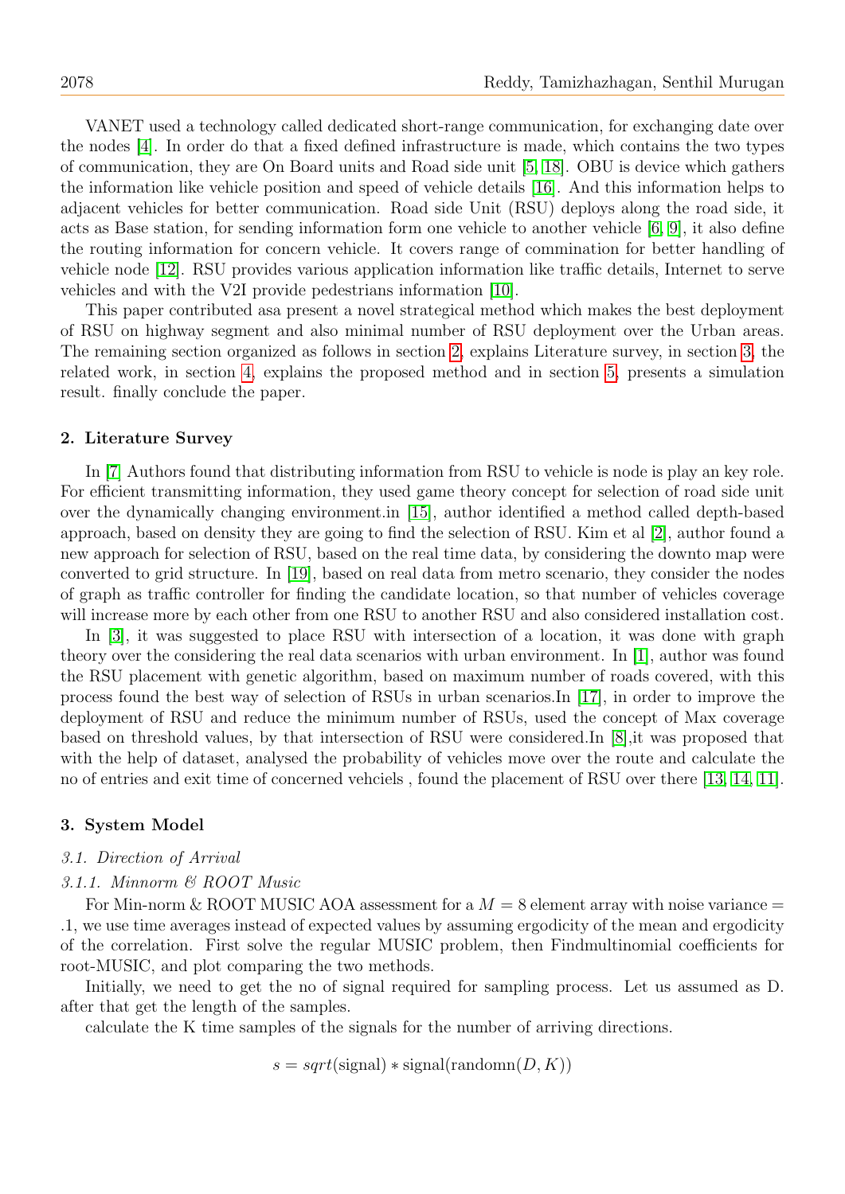VANET used a technology called dedicated short-range communication, for exchanging date over the nodes [4]. In order do that a fixed defined infrastructure is made, which contains the two types of communication, they are On Board units and Road side unit [5, 18]. OBU is device which gathers the information like vehicle position and speed of vehicle details [16]. And this information helps to adjacent vehicles for better communication. Road side Unit (RSU) deploys along the road side, it acts as Base station, for sending information form one vehicle to another vehicle [6, 9], it also define the routing information for concern vehicle. It covers range of commination for better handling of vehicle node [12]. RSU provides various application information like traffic details, Internet to serve vehicles and with the V2I provide pedestrians information [10].

This paper contributed asa present a novel strategical method which makes the best deployment of RSU on highway segment and also minimal number of RSU deployment over the Urban areas. The remaining section organized as follows in section 2, explains Literature survey, in section 3, the related work, in section 4, explains the proposed method and in section 5, presents a simulation result. finally conclude the paper.

## 2. Literature Survey

In [7] Authors found that distributing information from RSU to vehicle is node is play an key role. For efficient transmitting information, they used game theory concept for selection of road side unit over the dynamically changing environment.in [15], author identified a method called depth-based approach, based on density they are going to find the selection of RSU. Kim et al [2], author found a new approach for selection of RSU, based on the real time data, by considering the downto map were converted to grid structure. In [19], based on real data from metro scenario, they consider the nodes of graph as traffic controller for finding the candidate location, so that number of vehicles coverage will increase more by each other from one RSU to another RSU and also considered installation cost.

In [3], it was suggested to place RSU with intersection of a location, it was done with graph theory over the considering the real data scenarios with urban environment. In [1], author was found the RSU placement with genetic algorithm, based on maximum number of roads covered, with this process found the best way of selection of RSUs in urban scenarios.In [17], in order to improve the deployment of RSU and reduce the minimum number of RSUs, used the concept of Max coverage based on threshold values, by that intersection of RSU were considered.In [8],it was proposed that with the help of dataset, analysed the probability of vehicles move over the route and calculate the no of entries and exit time of concerned vehciels , found the placement of RSU over there [13, 14, 11].

## 3. System Model

### *3.1. Direction of Arrival*

#### *3.1.1. Minnorm & ROOT Music*

For Min-norm & ROOT MUSIC AOA assessment for a $M = 8$ element array with noise variance = .1, we use time averages instead of expected values by assuming ergodicity of the mean and ergodicity of the correlation. First solve the regular MUSIC problem, then Findmultinomial coefficients for root-MUSIC, and plot comparing the two methods.

Initially, we need to get the no of signal required for sampling process. Let us assumed as D. after that get the length of the samples.

calculate the K time samples of the signals for the number of arriving directions.

$$s = sqrt(\text{signal}) * \text{signal}(\text{randomn}(D, K))$$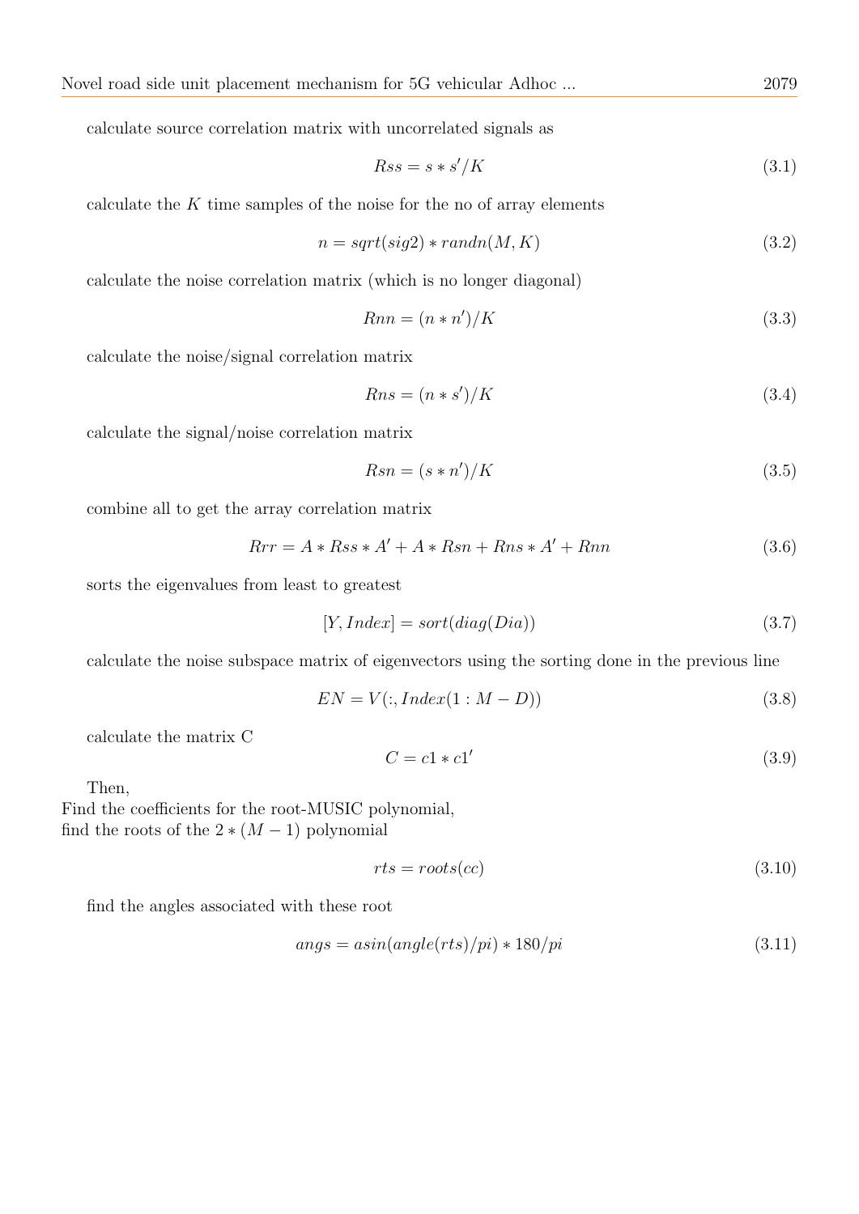calculate source correlation matrix with uncorrelated signals as

$$Rss = s * s'/K \tag{3.1}$$

calculate the $K$ time samples of the noise for the no of array elements

$$n = sqrt(sig2) * randn(M, K) \tag{3.2}$$

calculate the noise correlation matrix (which is no longer diagonal)

$$Rnn = (n * n')/K \tag{3.3}$$

calculate the noise/signal correlation matrix

$$Rns = (n * s')/K \tag{3.4}$$

calculate the signal/noise correlation matrix

$$Rsn = (s * n')/K \tag{3.5}$$

combine all to get the array correlation matrix

$$Rrr = A * Rss * A' + A * Rsn + Rns * A' + Rnn \tag{3.6}$$

sorts the eigenvalues from least to greatest

$$[Y, Index] = sort(diag(Dia)) \tag{3.7}$$

calculate the noise subspace matrix of eigenvectors using the sorting done in the previous line

$$EN = V(:, Index(1 : M - D)) \tag{3.8}$$

calculate the matrix C

$$C = c1 * c1' \tag{3.9}$$

Then,
Find the coefficients for the root-MUSIC polynomial,
find the roots of the $2 * (M - 1)$ polynomial

$$rts = roots(cc) \tag{3.10}$$

find the angles associated with these root

$$angs = asin(angle(rts)/pi) * 180/pi \tag{3.11}$$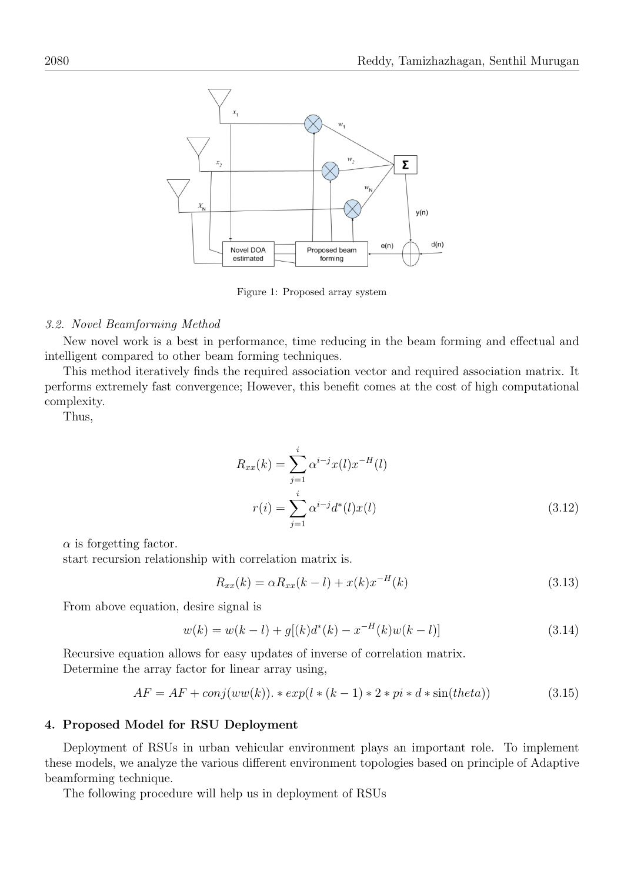Figure 1: Proposed array system

*3.2. Novel Beamforming Method*

New novel work is a best in performance, time reducing in the beam forming and effectual and intelligent compared to other beam forming techniques.

This method iteratively finds the required association vector and required association matrix. It performs extremely fast convergence; However, this benefit comes at the cost of high computational complexity.

Thus,

$$R_{xx}(k) = \sum_{j=1}^{i} \alpha^{i-j} x(l) x^{-H}(l)$$

$$r(i) = \sum_{j=1}^{i} \alpha^{i-j} d^{*}(l) x(l) \tag{3.12}$$

$\alpha$ is forgetting factor.

start recursion relationship with correlation matrix is.

$$R_{xx}(k) = \alpha R_{xx}(k-l) + x(k) x^{-H}(k) \tag{3.13}$$

From above equation, desire signal is

$$w(k) = w(k-l) + g[(k) d^{*}(k) - x^{-H}(k) w(k-l)] \tag{3.14}$$

Recursive equation allows for easy updates of inverse of correlation matrix.

Determine the array factor for linear array using,

$$AF = AF + conj(ww(k)).*exp(l*(k-1)*2*pi*d*\sin(theta)) \tag{3.15}$$

## 4. Proposed Model for RSU Deployment

Deployment of RSUs in urban vehicular environment plays an important role. To implement these models, we analyze the various different environment topologies based on principle of Adaptive beamforming technique.

The following procedure will help us in deployment of RSUs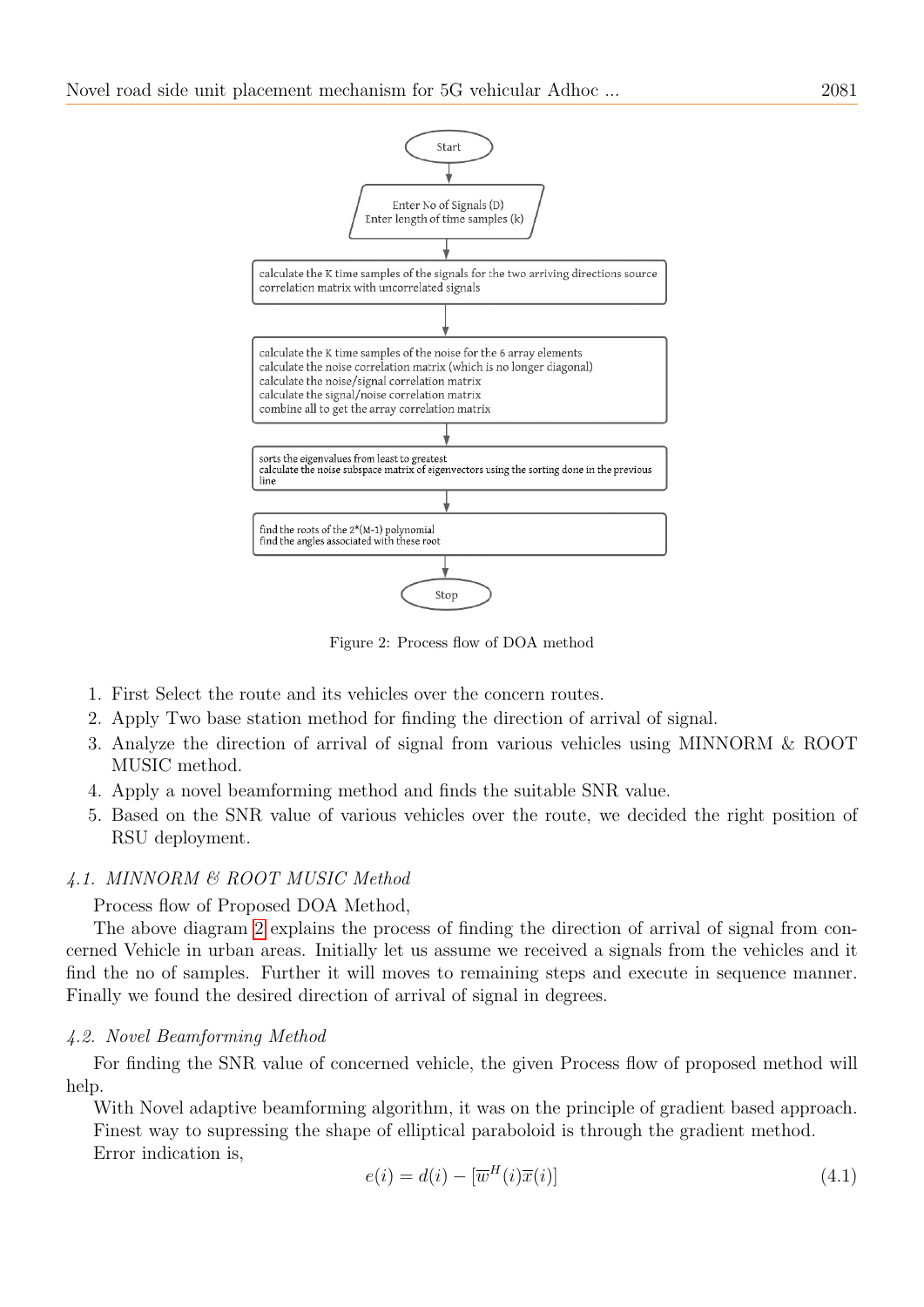Start

Enter No of Signals (D)
Enter length of time samples (k)

calculate the K time samples of the signals for the two arriving directions source correlation matrix with uncorrelated signals

calculate the K time samples of the noise for the 6 array elements
calculate the noise correlation matrix (which is no longer diagonal)
calculate the noise/signal correlation matrix
calculate the signal/noise correlation matrix
combine all to get the array correlation matrix

sorts the eigenvalues from least to greatest
calculate the noise subspace matrix of eigenvectors using the sorting done in the previous line

find the roots of the 2*(M-1) polynomial
find the angles associated with these root

Stop

Figure 2: Process flow of DOA method

1. First Select the route and its vehicles over the concern routes.
2. Apply Two base station method for finding the direction of arrival of signal.
3. Analyze the direction of arrival of signal from various vehicles using MINNORM & ROOT MUSIC method.
4. Apply a novel beamforming method and finds the suitable SNR value.
5. Based on the SNR value of various vehicles over the route, we decided the right position of RSU deployment.

### *4.1. MINNORM & ROOT MUSIC Method*

Process flow of Proposed DOA Method,

The above diagram 2 explains the process of finding the direction of arrival of signal from concerned Vehicle in urban areas. Initially let us assume we received a signals from the vehicles and it find the no of samples. Further it will moves to remaining steps and execute in sequence manner. Finally we found the desired direction of arrival of signal in degrees.

### *4.2. Novel Beamforming Method*

For finding the SNR value of concerned vehicle, the given Process flow of proposed method will help.

With Novel adaptive beamforming algorithm, it was on the principle of gradient based approach.

Finest way to supressing the shape of elliptical paraboloid is through the gradient method.

Error indication is,

$$e(i) = d(i) - [\overline{w}^H(i)\overline{x}(i)] \tag{4.1}$$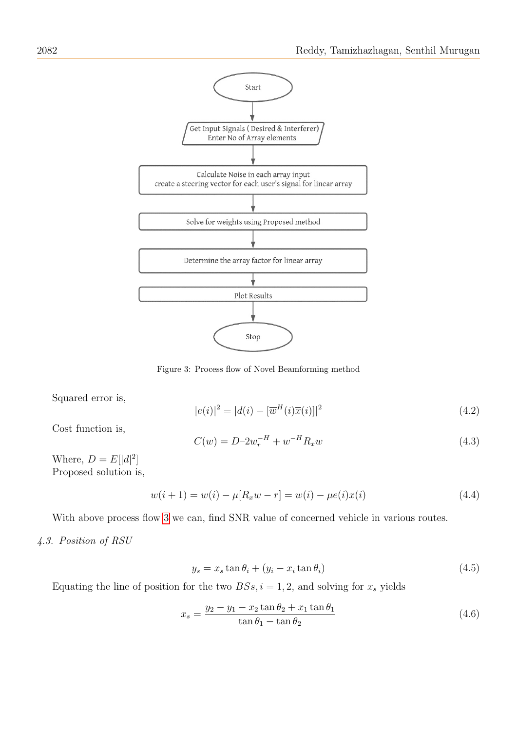Start

Get Input Signals ( Desired & Interferer)
Enter No of Array elements

Calculate Noise in each array input
create a steering vector for each user's signal for linear array

Solve for weights using Proposed method

Determine the array factor for linear array

Plot Results

Stop

Figure 3: Process flow of Novel Beamforming method

Squared error is,

$$|e(i)|^2 = |d(i) - [\overline{w}^H(i)\overline{x}(i)]|^2 \tag{4.2}$$

Cost function is,

$$C(w) = D–2w_r^{-H} + w^{-H}R_x w \tag{4.3}$$

Where, $D = E[|d|^2]$
Proposed solution is,

$$w(i+1) = w(i) - \mu[R_x w - r] = w(i) - \mu e(i)x(i) \tag{4.4}$$

With above process flow 3 we can, find SNR value of concerned vehicle in various routes.

*4.3. Position of RSU*

$$y_s = x_s \tan\theta_i + (y_i - x_i \tan\theta_i) \tag{4.5}$$

Equating the line of position for the two $BSs, i = 1, 2$, and solving for $x_s$ yields

$$x_s = \frac{y_2 - y_1 - x_2\tan\theta_2 + x_1\tan\theta_1}{\tan\theta_1 - \tan\theta_2} \tag{4.6}$$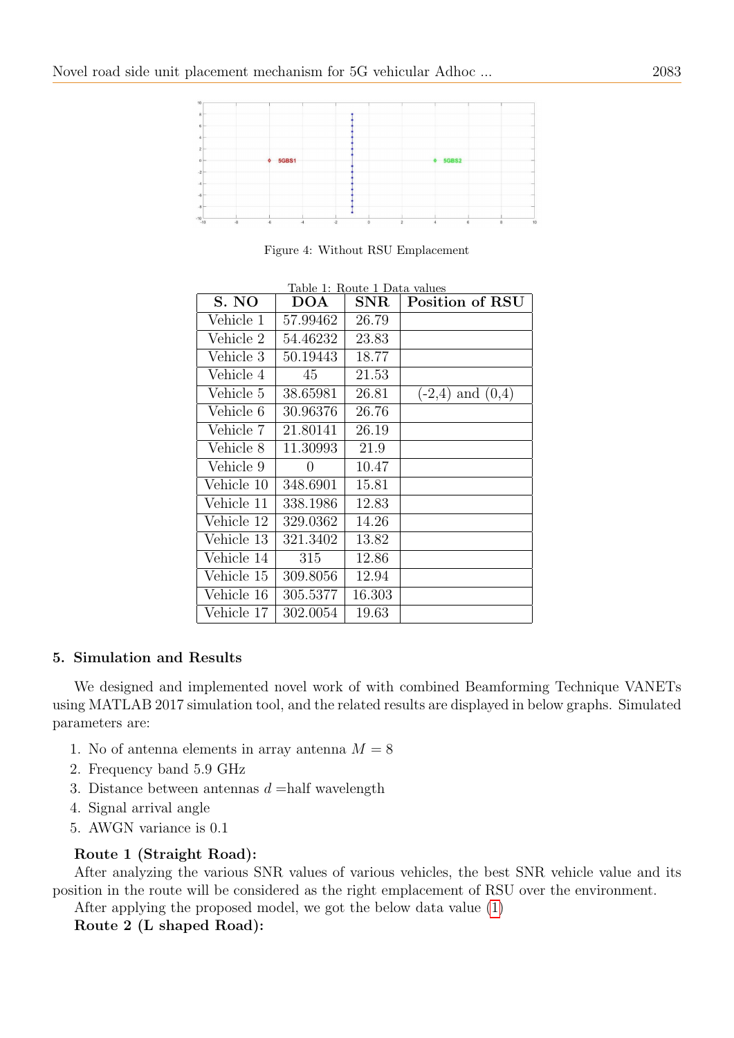Figure 4: Without RSU Emplacement

Table 1: Route 1 Data values

| S. NO | DOA | SNR | Position of RSU |
|---|---|---|---|
| Vehicle 1 | 57.99462 | 26.79 | |
| Vehicle 2 | 54.46232 | 23.83 | |
| Vehicle 3 | 50.19443 | 18.77 | |
| Vehicle 4 | 45 | 21.53 | |
| Vehicle 5 | 38.65981 | 26.81 | (-2,4) and (0,4) |
| Vehicle 6 | 30.96376 | 26.76 | |
| Vehicle 7 | 21.80141 | 26.19 | |
| Vehicle 8 | 11.30993 | 21.9 | |
| Vehicle 9 | 0 | 10.47 | |
| Vehicle 10 | 348.6901 | 15.81 | |
| Vehicle 11 | 338.1986 | 12.83 | |
| Vehicle 12 | 329.0362 | 14.26 | |
| Vehicle 13 | 321.3402 | 13.82 | |
| Vehicle 14 | 315 | 12.86 | |
| Vehicle 15 | 309.8056 | 12.94 | |
| Vehicle 16 | 305.5377 | 16.303 | |
| Vehicle 17 | 302.0054 | 19.63 | |

## 5. Simulation and Results

We designed and implemented novel work of with combined Beamforming Technique VANETs using MATLAB 2017 simulation tool, and the related results are displayed in below graphs. Simulated parameters are:

1. No of antenna elements in array antenna $M = 8$
2. Frequency band 5.9 GHz
3. Distance between antennas $d$ =half wavelength
4. Signal arrival angle
5. AWGN variance is 0.1

**Route 1 (Straight Road):**

After analyzing the various SNR values of various vehicles, the best SNR vehicle value and its position in the route will be considered as the right emplacement of RSU over the environment.

After applying the proposed model, we got the below data value (1)

**Route 2 (L shaped Road):**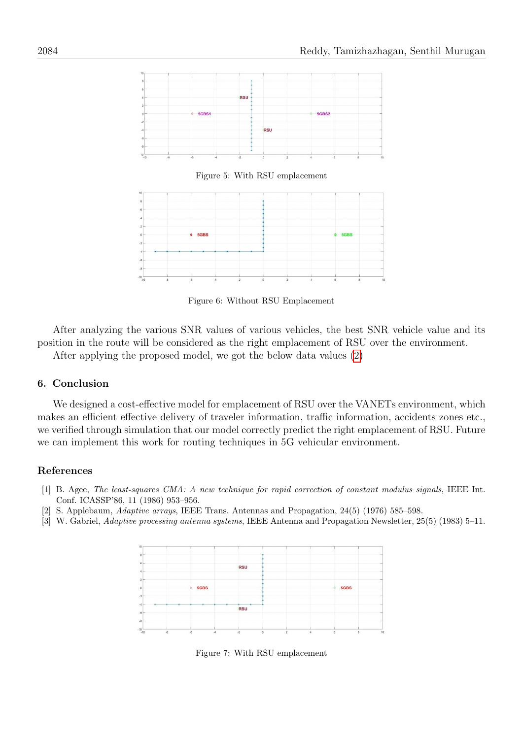Figure 5: With RSU emplacement

Figure 6: Without RSU Emplacement

After analyzing the various SNR values of various vehicles, the best SNR vehicle value and its position in the route will be considered as the right emplacement of RSU over the environment.

After applying the proposed model, we got the below data values (2)

## 6. Conclusion

We designed a cost-effective model for emplacement of RSU over the VANETs environment, which makes an efficient effective delivery of traveler information, traffic information, accidents zones etc., we verified through simulation that our model correctly predict the right emplacement of RSU. Future we can implement this work for routing techniques in 5G vehicular environment.

## References

[1] B. Agee, *The least-squares CMA: A new technique for rapid correction of constant modulus signals*, IEEE Int. Conf. ICASSP'86, 11 (1986) 953–956.

[2] S. Applebaum, *Adaptive arrays*, IEEE Trans. Antennas and Propagation, 24(5) (1976) 585–598.

[3] W. Gabriel, *Adaptive processing antenna systems*, IEEE Antenna and Propagation Newsletter, 25(5) (1983) 5–11.

Figure 7: With RSU emplacement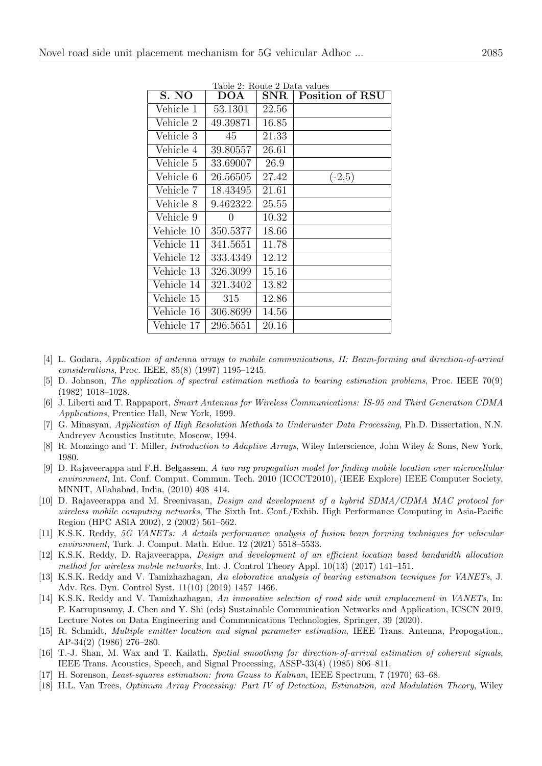Table 2: Route 2 Data values

| S. NO | DOA | SNR | Position of RSU |
|---|---|---|---|
| Vehicle 1 | 53.1301 | 22.56 | |
| Vehicle 2 | 49.39871 | 16.85 | |
| Vehicle 3 | 45 | 21.33 | |
| Vehicle 4 | 39.80557 | 26.61 | |
| Vehicle 5 | 33.69007 | 26.9 | |
| Vehicle 6 | 26.56505 | 27.42 | (-2,5) |
| Vehicle 7 | 18.43495 | 21.61 | |
| Vehicle 8 | 9.462322 | 25.55 | |
| Vehicle 9 | 0 | 10.32 | |
| Vehicle 10 | 350.5377 | 18.66 | |
| Vehicle 11 | 341.5651 | 11.78 | |
| Vehicle 12 | 333.4349 | 12.12 | |
| Vehicle 13 | 326.3099 | 15.16 | |
| Vehicle 14 | 321.3402 | 13.82 | |
| Vehicle 15 | 315 | 12.86 | |
| Vehicle 16 | 306.8699 | 14.56 | |
| Vehicle 17 | 296.5651 | 20.16 | |

[4] L. Godara, *Application of antenna arrays to mobile communications, II: Beam-forming and direction-of-arrival considerations*, Proc. IEEE, 85(8) (1997) 1195–1245.

[5] D. Johnson, *The application of spectral estimation methods to bearing estimation problems*, Proc. IEEE 70(9) (1982) 1018–1028.

[6] J. Liberti and T. Rappaport, *Smart Antennas for Wireless Communications: IS-95 and Third Generation CDMA Applications*, Prentice Hall, New York, 1999.

[7] G. Minasyan, *Application of High Resolution Methods to Underwater Data Processing*, Ph.D. Dissertation, N.N. Andreyev Acoustics Institute, Moscow, 1994.

[8] R. Monzingo and T. Miller, *Introduction to Adaptive Arrays*, Wiley Interscience, John Wiley & Sons, New York, 1980.

[9] D. Rajaveerappa and F.H. Belgassem, *A two ray propagation model for finding mobile location over microcellular environment*, Int. Conf. Comput. Commun. Tech. 2010 (ICCCT2010), (IEEE Explore) IEEE Computer Society, MNNIT, Allahabad, India, (2010) 408–414.

[10] D. Rajaveerappa and M. Sreenivasan, *Design and development of a hybrid SDMA/CDMA MAC protocol for wireless mobile computing networks*, The Sixth Int. Conf./Exhib. High Performance Computing in Asia-Pacific Region (HPC ASIA 2002), 2 (2002) 561–562.

[11] K.S.K. Reddy, *5G VANETs: A details performance analysis of fusion beam forming techniques for vehicular environment*, Turk. J. Comput. Math. Educ. 12 (2021) 5518–5533.

[12] K.S.K. Reddy, D. Rajaveerappa, *Design and development of an efficient location based bandwidth allocation method for wireless mobile networks*, Int. J. Control Theory Appl. 10(13) (2017) 141–151.

[13] K.S.K. Reddy and V. Tamizhazhagan, *An eloborative analysis of bearing estimation tecniques for VANETs*, J. Adv. Res. Dyn. Control Syst. 11(10) (2019) 1457–1466.

[14] K.S.K. Reddy and V. Tamizhazhagan, *An innovative selection of road side unit emplacement in VANETs*, In: P. Karrupusamy, J. Chen and Y. Shi (eds) Sustainable Communication Networks and Application, ICSCN 2019, Lecture Notes on Data Engineering and Communications Technologies, Springer, 39 (2020).

[15] R. Schmidt, *Multiple emitter location and signal parameter estimation*, IEEE Trans. Antenna, Propogation., AP-34(2) (1986) 276–280.

[16] T.-J. Shan, M. Wax and T. Kailath, *Spatial smoothing for direction-of-arrival estimation of coherent signals*, IEEE Trans. Acoustics, Speech, and Signal Processing, ASSP-33(4) (1985) 806–811.

[17] H. Sorenson, *Least-squares estimation: from Gauss to Kalman*, IEEE Spectrum, 7 (1970) 63–68.

[18] H.L. Van Trees, *Optimum Array Processing: Part IV of Detection, Estimation, and Modulation Theory*, Wiley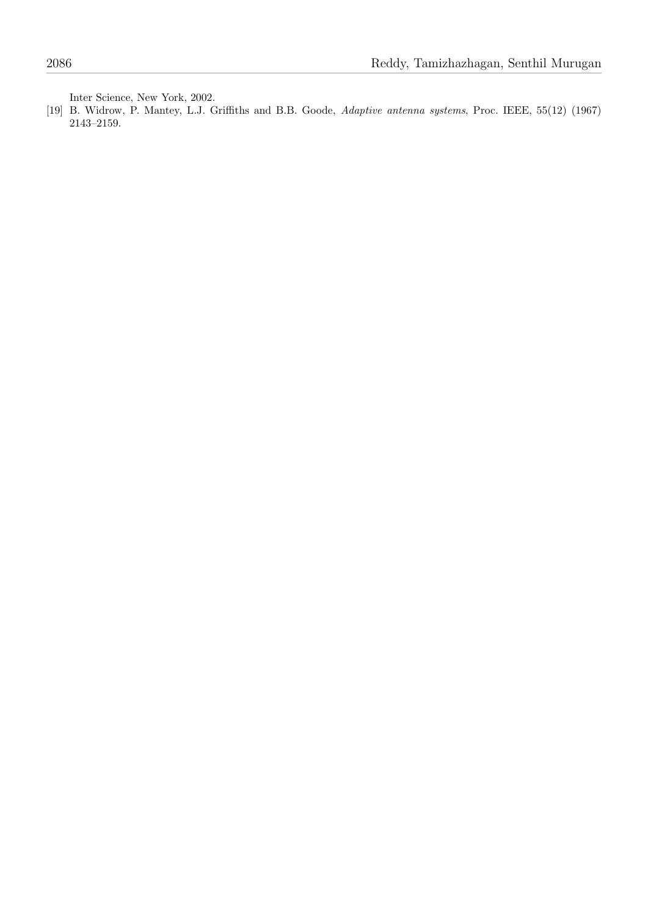Inter Science, New York, 2002.

[19] B. Widrow, P. Mantey, L.J. Griffiths and B.B. Goode, *Adaptive antenna systems*, Proc. IEEE, 55(12) (1967) 2143–2159.